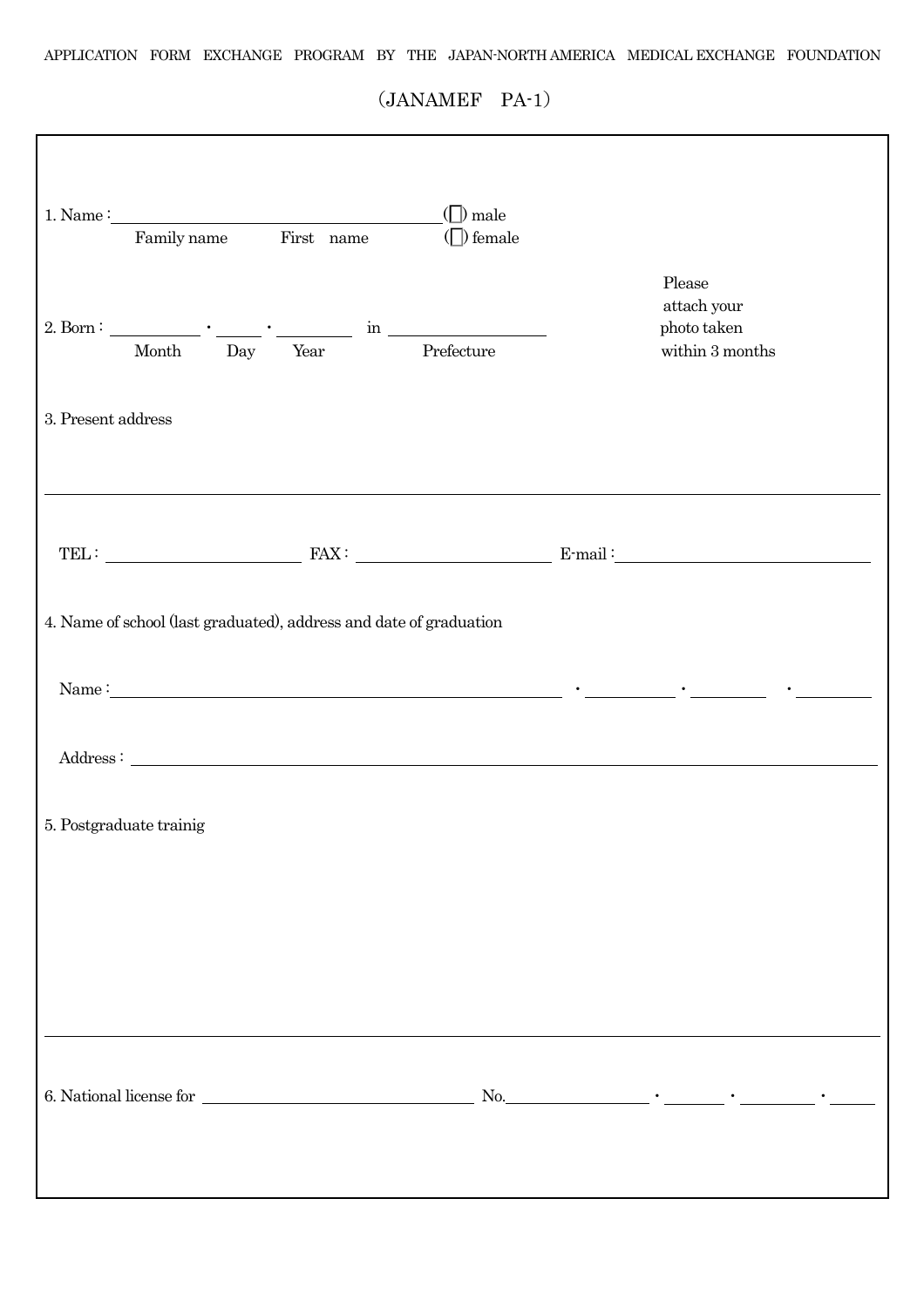APPLICATION FORM EXCHANGE PROGRAM BY THE JAPAN-NORTH AMERICA MEDICAL EXCHANGE FOUNDATION

（JANAMEF PA-1）

1. Name：＿＿＿＿＿＿＿＿＿＿＿＿＿＿＿＿＿＿＿ (□) male
Family name First name (□) female

Please attach your photo taken within 3 months

2. Born：＿＿＿＿・＿＿＿・＿＿＿＿ in ＿＿＿＿＿＿＿＿
Month Day Year Prefecture

3. Present address

TEL：＿＿＿＿＿＿＿＿＿＿ FAX：＿＿＿＿＿＿＿＿＿＿ E-mail：＿＿＿＿＿＿＿＿＿＿＿＿

4. Name of school (last graduated), address and date of graduation

Name：＿＿＿＿＿＿＿＿＿＿＿＿＿＿＿＿＿＿＿＿＿＿＿＿ ・＿＿＿＿・＿＿＿＿ ・＿＿＿＿

Address：＿＿＿＿＿＿＿＿＿＿＿＿＿＿＿＿＿＿＿＿＿＿＿＿＿＿＿＿＿＿＿＿＿＿＿＿

5. Postgraduate trainig

6. National license for ＿＿＿＿＿＿＿＿＿＿＿＿＿＿＿ No.＿＿＿＿＿＿＿＿・＿＿＿・＿＿＿＿・＿＿＿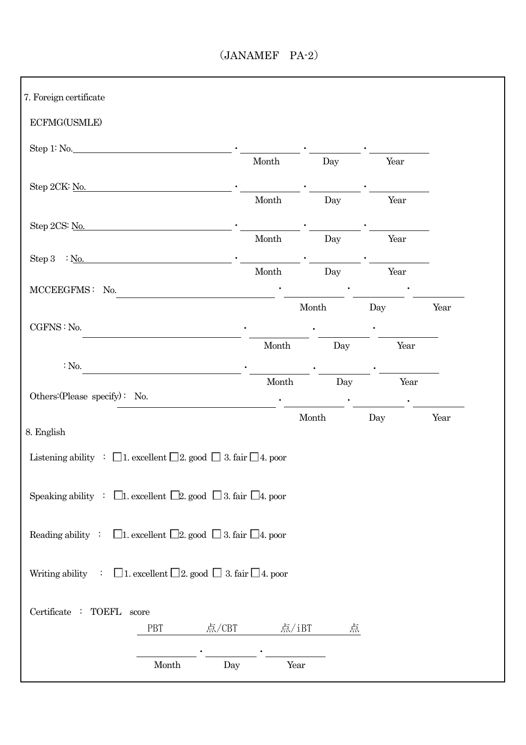(JANAMEF　PA-2)

7. Foreign certificate

ECFMG(USMLE)

Step 1: No.\_\_\_\_\_\_\_\_\_\_\_\_\_\_\_\_\_\_\_\_ ・ \_\_\_\_\_\_\_\_ ・ \_\_\_\_\_\_\_\_ ・ \_\_\_\_\_\_\_\_
Month Day Year

Step 2CK: No.\_\_\_\_\_\_\_\_\_\_\_\_\_\_\_\_\_\_\_\_ ・ \_\_\_\_\_\_\_\_ ・ \_\_\_\_\_\_\_\_ ・ \_\_\_\_\_\_\_\_
Month Day Year

Step 2CS: No.\_\_\_\_\_\_\_\_\_\_\_\_\_\_\_\_\_\_\_\_ ・ \_\_\_\_\_\_\_\_ ・ \_\_\_\_\_\_\_\_ ・ \_\_\_\_\_\_\_\_
Month Day Year

Step 3　: No.\_\_\_\_\_\_\_\_\_\_\_\_\_\_\_\_\_\_\_\_ ・ \_\_\_\_\_\_\_\_ ・ \_\_\_\_\_\_\_\_ ・ \_\_\_\_\_\_\_\_
Month Day Year

MCCEEGFMS : No.\_\_\_\_\_\_\_\_\_\_\_\_\_\_\_\_\_\_\_\_ ・ \_\_\_\_\_\_\_\_ ・ \_\_\_\_\_\_\_\_ ・ \_\_\_\_\_\_\_\_
Month Day Year

CGFNS : No.\_\_\_\_\_\_\_\_\_\_\_\_\_\_\_\_\_\_\_\_ ・ \_\_\_\_\_\_\_\_ ・ \_\_\_\_\_\_\_\_ ・ \_\_\_\_\_\_\_\_
Month Day Year

: No.\_\_\_\_\_\_\_\_\_\_\_\_\_\_\_\_\_\_\_\_ ・ \_\_\_\_\_\_\_\_ ・ \_\_\_\_\_\_\_\_ ・ \_\_\_\_\_\_\_\_
Month Day Year

Others:(Please specify) : No.\_\_\_\_\_\_\_\_\_\_\_\_\_\_\_\_\_\_\_\_ ・ \_\_\_\_\_\_\_\_ ・ \_\_\_\_\_\_\_\_ ・ \_\_\_\_\_\_\_\_
Month Day Year

8. English

Listening ability : ☐1. excellent ☐2. good ☐ 3. fair ☐4. poor

Speaking ability : ☐1. excellent ☐2. good ☐ 3. fair ☐4. poor

Reading ability : ☐1. excellent ☐2. good ☐ 3. fair ☐4. poor

Writing ability : ☐1. excellent ☐2. good ☐ 3. fair ☐4. poor

Certificate : TOEFL score

PBT　　　点/CBT　　　点/iBT　　　点

\_\_\_\_\_\_\_\_ ・ \_\_\_\_\_\_\_\_ ・ \_\_\_\_\_\_\_\_
Month Day Year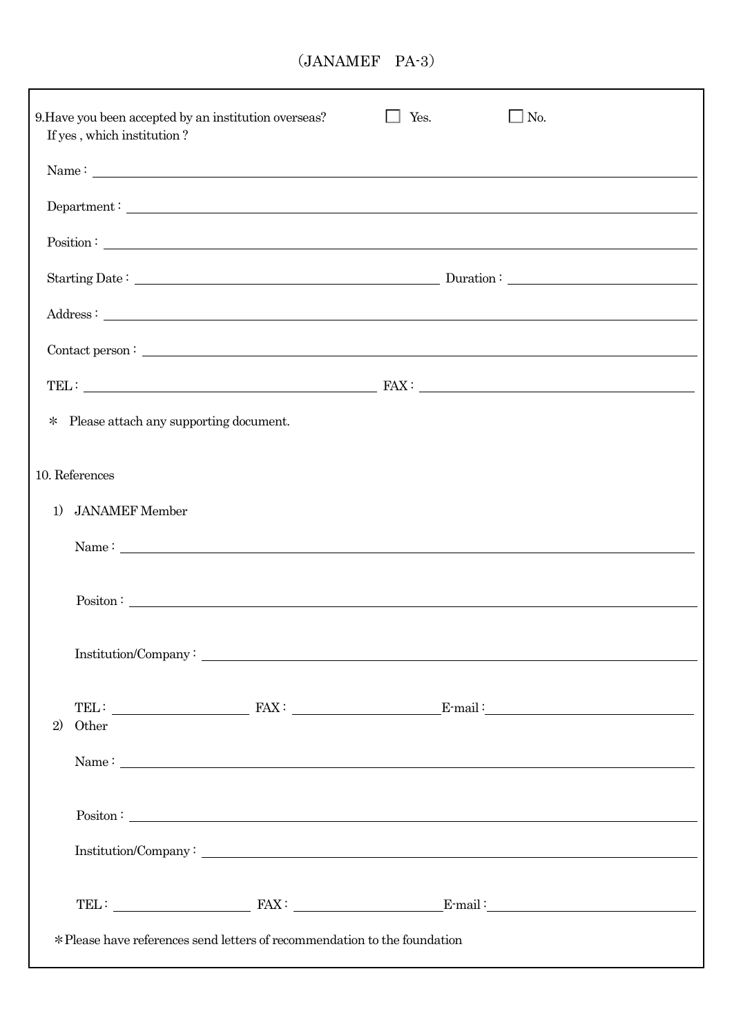(JANAMEF　PA-3)

9.Have you been accepted by an institution overseas? ☐ Yes. ☐ No.
If yes , which institution ?

Name : ______________________________

Department : ______________________________

Position : ______________________________

Starting Date : ____________________ Duration : ____________________

Address : ______________________________

Contact person : ______________________________

TEL : ____________________ FAX : ____________________

＊ Please attach any supporting document.

10. References

1) JANAMEF Member

Name : ______________________________

Positon : ______________________________

Institution/Company : ______________________________

TEL : ______________ FAX : ______________ E-mail : ______________

2) Other

Name : ______________________________

Positon : ______________________________

Institution/Company : ______________________________

TEL : ______________ FAX : ______________ E-mail : ______________

＊Please have references send letters of recommendation to the foundation